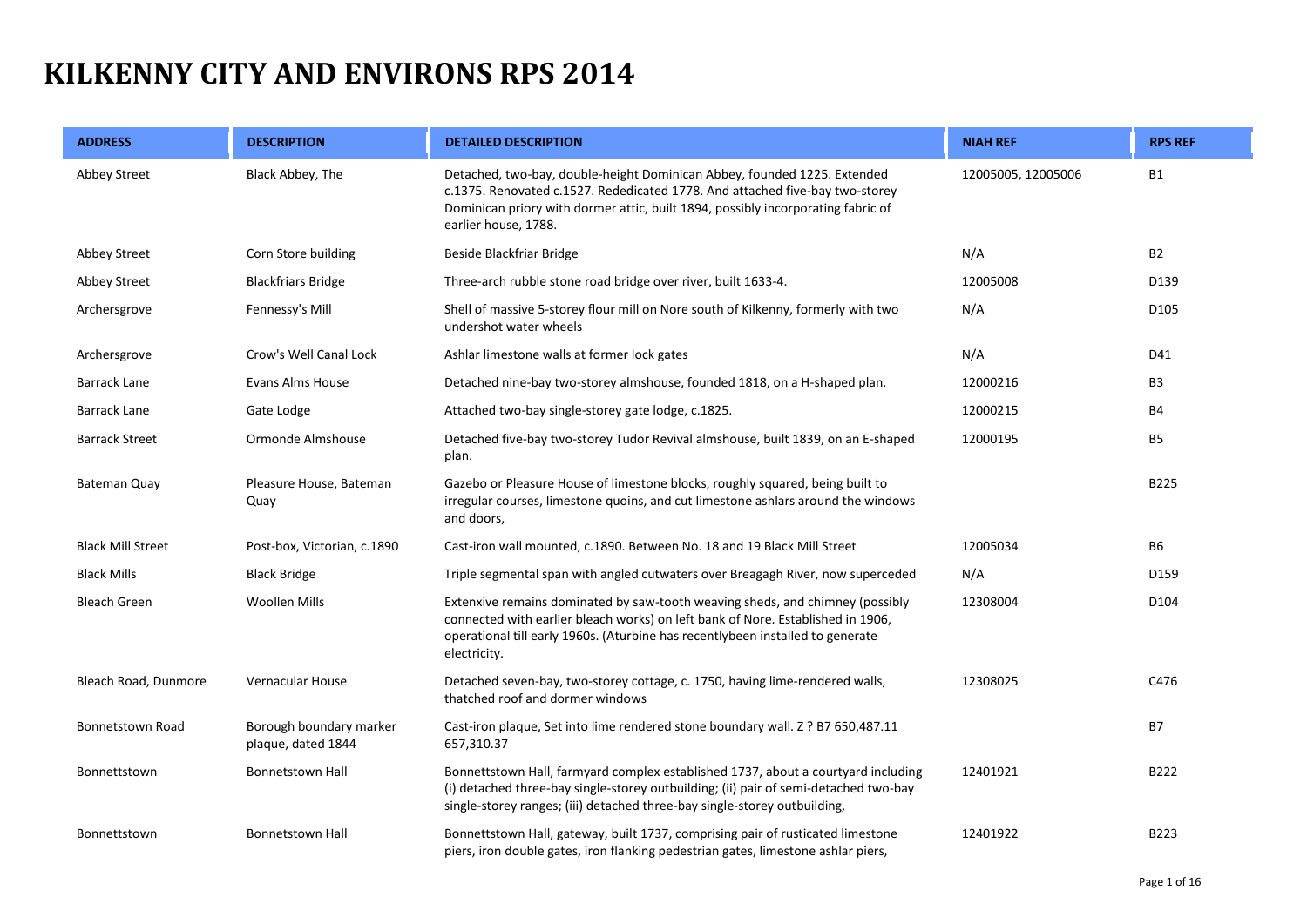# KILKENNY CITY AND ENVIRONS RPS 2014

| ADDRESS | DESCRIPTION | DETAILED DESCRIPTION | NIAH REF | RPS REF |
|---|---|---|---|---|
| Abbey Street | Black Abbey, The | Detached, two-bay, double-height Dominican Abbey, founded 1225. Extended c.1375. Renovated c.1527. Rededicated 1778. And attached five-bay two-storey Dominican priory with dormer attic, built 1894, possibly incorporating fabric of earlier house, 1788. | 12005005, 12005006 | B1 |
| Abbey Street | Corn Store building | Beside Blackfriar Bridge | N/A | B2 |
| Abbey Street | Blackfriars Bridge | Three-arch rubble stone road bridge over river, built 1633-4. | 12005008 | D139 |
| Archersgrove | Fennessy's Mill | Shell of massive 5-storey flour mill on Nore south of Kilkenny, formerly with two undershot water wheels | N/A | D105 |
| Archersgrove | Crow's Well Canal Lock | Ashlar limestone walls at former lock gates | N/A | D41 |
| Barrack Lane | Evans Alms House | Detached nine-bay two-storey almshouse, founded 1818, on a H-shaped plan. | 12000216 | B3 |
| Barrack Lane | Gate Lodge | Attached two-bay single-storey gate lodge, c.1825. | 12000215 | B4 |
| Barrack Street | Ormonde Almshouse | Detached five-bay two-storey Tudor Revival almshouse, built 1839, on an E-shaped plan. | 12000195 | B5 |
| Bateman Quay | Pleasure House, Bateman Quay | Gazebo or Pleasure House of limestone blocks, roughly squared, being built to irregular courses, limestone quoins, and cut limestone ashlars around the windows and doors, | | B225 |
| Black Mill Street | Post-box, Victorian, c.1890 | Cast-iron wall mounted, c.1890. Between No. 18 and 19 Black Mill Street | 12005034 | B6 |
| Black Mills | Black Bridge | Triple segmental span with angled cutwaters over Breagagh River, now superceded | N/A | D159 |
| Bleach Green | Woollen Mills | Extenxive remains dominated by saw-tooth weaving sheds, and chimney (possibly connected with earlier bleach works) on left bank of Nore. Established in 1906, operational till early 1960s. (Aturbine has recentlybeen installed to generate electricity. | 12308004 | D104 |
| Bleach Road, Dunmore | Vernacular House | Detached seven-bay, two-storey cottage, c. 1750, having lime-rendered walls, thatched roof and dormer windows | 12308025 | C476 |
| Bonnetstown Road | Borough boundary marker plaque, dated 1844 | Cast-iron plaque, Set into lime rendered stone boundary wall. Z ? B7 650,487.11 657,310.37 | | B7 |
| Bonnettstown | Bonnettstown Hall | Bonnettstown Hall, farmyard complex established 1737, about a courtyard including (i) detached three-bay single-storey outbuilding; (ii) pair of semi-detached two-bay single-storey ranges; (iii) detached three-bay single-storey outbuilding, | 12401921 | B222 |
| Bonnettstown | Bonnettstown Hall | Bonnettstown Hall, gateway, built 1737, comprising pair of rusticated limestone piers, iron double gates, iron flanking pedestrian gates, limestone ashlar piers, | 12401922 | B223 |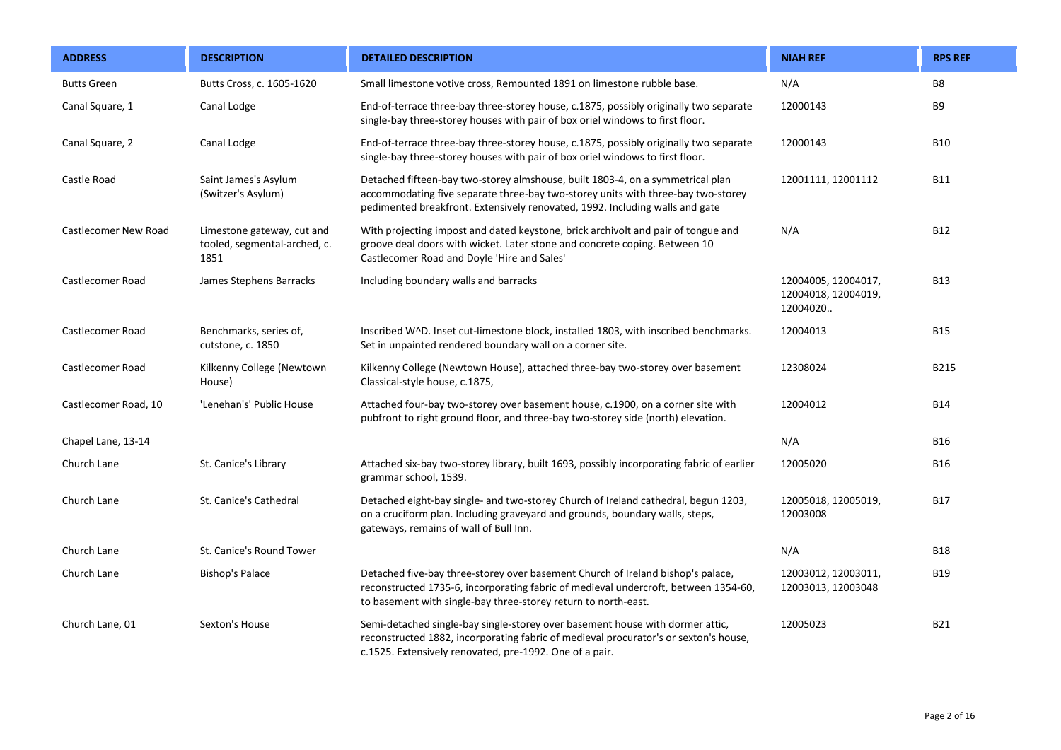| ADDRESS | DESCRIPTION | DETAILED DESCRIPTION | NIAH REF | RPS REF |
|---|---|---|---|---|
| Butts Green | Butts Cross, c. 1605-1620 | Small limestone votive cross, Remounted 1891 on limestone rubble base. | N/A | B8 |
| Canal Square, 1 | Canal Lodge | End-of-terrace three-bay three-storey house, c.1875, possibly originally two separate single-bay three-storey houses with pair of box oriel windows to first floor. | 12000143 | B9 |
| Canal Square, 2 | Canal Lodge | End-of-terrace three-bay three-storey house, c.1875, possibly originally two separate single-bay three-storey houses with pair of box oriel windows to first floor. | 12000143 | B10 |
| Castle Road | Saint James's Asylum (Switzer's Asylum) | Detached fifteen-bay two-storey almshouse, built 1803-4, on a symmetrical plan accommodating five separate three-bay two-storey units with three-bay two-storey pedimented breakfront. Extensively renovated, 1992. Including walls and gate | 12001111, 12001112 | B11 |
| Castlecomer New Road | Limestone gateway, cut and tooled, segmental-arched, c. 1851 | With projecting impost and dated keystone, brick archivolt and pair of tongue and groove deal doors with wicket. Later stone and concrete coping. Between 10 Castlecomer Road and Doyle 'Hire and Sales' | N/A | B12 |
| Castlecomer Road | James Stephens Barracks | Including boundary walls and barracks | 12004005, 12004017, 12004018, 12004019, 12004020.. | B13 |
| Castlecomer Road | Benchmarks, series of, cutstone, c. 1850 | Inscribed W^D. Inset cut-limestone block, installed 1803, with inscribed benchmarks. Set in unpainted rendered boundary wall on a corner site. | 12004013 | B15 |
| Castlecomer Road | Kilkenny College (Newtown House) | Kilkenny College (Newtown House), attached three-bay two-storey over basement Classical-style house, c.1875, | 12308024 | B215 |
| Castlecomer Road, 10 | 'Lenehan's' Public House | Attached four-bay two-storey over basement house, c.1900, on a corner site with pubfront to right ground floor, and three-bay two-storey side (north) elevation. | 12004012 | B14 |
| Chapel Lane, 13-14 | | | N/A | B16 |
| Church Lane | St. Canice's Library | Attached six-bay two-storey library, built 1693, possibly incorporating fabric of earlier grammar school, 1539. | 12005020 | B16 |
| Church Lane | St. Canice's Cathedral | Detached eight-bay single- and two-storey Church of Ireland cathedral, begun 1203, on a cruciform plan. Including graveyard and grounds, boundary walls, steps, gateways, remains of wall of Bull Inn. | 12005018, 12005019, 12003008 | B17 |
| Church Lane | St. Canice's Round Tower | | N/A | B18 |
| Church Lane | Bishop's Palace | Detached five-bay three-storey over basement Church of Ireland bishop's palace, reconstructed 1735-6, incorporating fabric of medieval undercroft, between 1354-60, to basement with single-bay three-storey return to north-east. | 12003012, 12003011, 12003013, 12003048 | B19 |
| Church Lane, 01 | Sexton's House | Semi-detached single-bay single-storey over basement house with dormer attic, reconstructed 1882, incorporating fabric of medieval procurator's or sexton's house, c.1525. Extensively renovated, pre-1992. One of a pair. | 12005023 | B21 |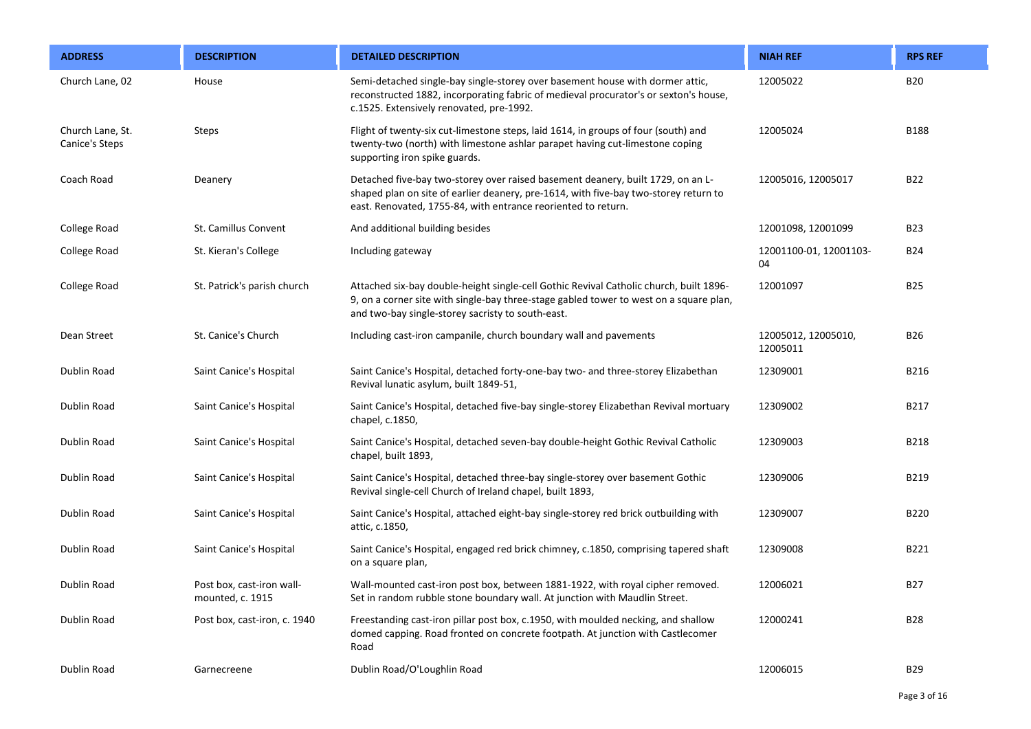| ADDRESS | DESCRIPTION | DETAILED DESCRIPTION | NIAH REF | RPS REF |
|---|---|---|---|---|
| Church Lane, 02 | House | Semi-detached single-bay single-storey over basement house with dormer attic, reconstructed 1882, incorporating fabric of medieval procurator's or sexton's house, c.1525. Extensively renovated, pre-1992. | 12005022 | B20 |
| Church Lane, St. Canice's Steps | Steps | Flight of twenty-six cut-limestone steps, laid 1614, in groups of four (south) and twenty-two (north) with limestone ashlar parapet having cut-limestone coping supporting iron spike guards. | 12005024 | B188 |
| Coach Road | Deanery | Detached five-bay two-storey over raised basement deanery, built 1729, on an L-shaped plan on site of earlier deanery, pre-1614, with five-bay two-storey return to east. Renovated, 1755-84, with entrance reoriented to return. | 12005016, 12005017 | B22 |
| College Road | St. Camillus Convent | And additional building besides | 12001098, 12001099 | B23 |
| College Road | St. Kieran's College | Including gateway | 12001100-01, 12001103-04 | B24 |
| College Road | St. Patrick's parish church | Attached six-bay double-height single-cell Gothic Revival Catholic church, built 1896-9, on a corner site with single-bay three-stage gabled tower to west on a square plan, and two-bay single-storey sacristy to south-east. | 12001097 | B25 |
| Dean Street | St. Canice's Church | Including cast-iron campanile, church boundary wall and pavements | 12005012, 12005010, 12005011 | B26 |
| Dublin Road | Saint Canice's Hospital | Saint Canice's Hospital, detached forty-one-bay two- and three-storey Elizabethan Revival lunatic asylum, built 1849-51, | 12309001 | B216 |
| Dublin Road | Saint Canice's Hospital | Saint Canice's Hospital, detached five-bay single-storey Elizabethan Revival mortuary chapel, c.1850, | 12309002 | B217 |
| Dublin Road | Saint Canice's Hospital | Saint Canice's Hospital, detached seven-bay double-height Gothic Revival Catholic chapel, built 1893, | 12309003 | B218 |
| Dublin Road | Saint Canice's Hospital | Saint Canice's Hospital, detached three-bay single-storey over basement Gothic Revival single-cell Church of Ireland chapel, built 1893, | 12309006 | B219 |
| Dublin Road | Saint Canice's Hospital | Saint Canice's Hospital, attached eight-bay single-storey red brick outbuilding with attic, c.1850, | 12309007 | B220 |
| Dublin Road | Saint Canice's Hospital | Saint Canice's Hospital, engaged red brick chimney, c.1850, comprising tapered shaft on a square plan, | 12309008 | B221 |
| Dublin Road | Post box, cast-iron wall-mounted, c. 1915 | Wall-mounted cast-iron post box, between 1881-1922, with royal cipher removed. Set in random rubble stone boundary wall. At junction with Maudlin Street. | 12006021 | B27 |
| Dublin Road | Post box, cast-iron, c. 1940 | Freestanding cast-iron pillar post box, c.1950, with moulded necking, and shallow domed capping. Road fronted on concrete footpath. At junction with Castlecomer Road | 12000241 | B28 |
| Dublin Road | Garnecreene | Dublin Road/O'Loughlin Road | 12006015 | B29 |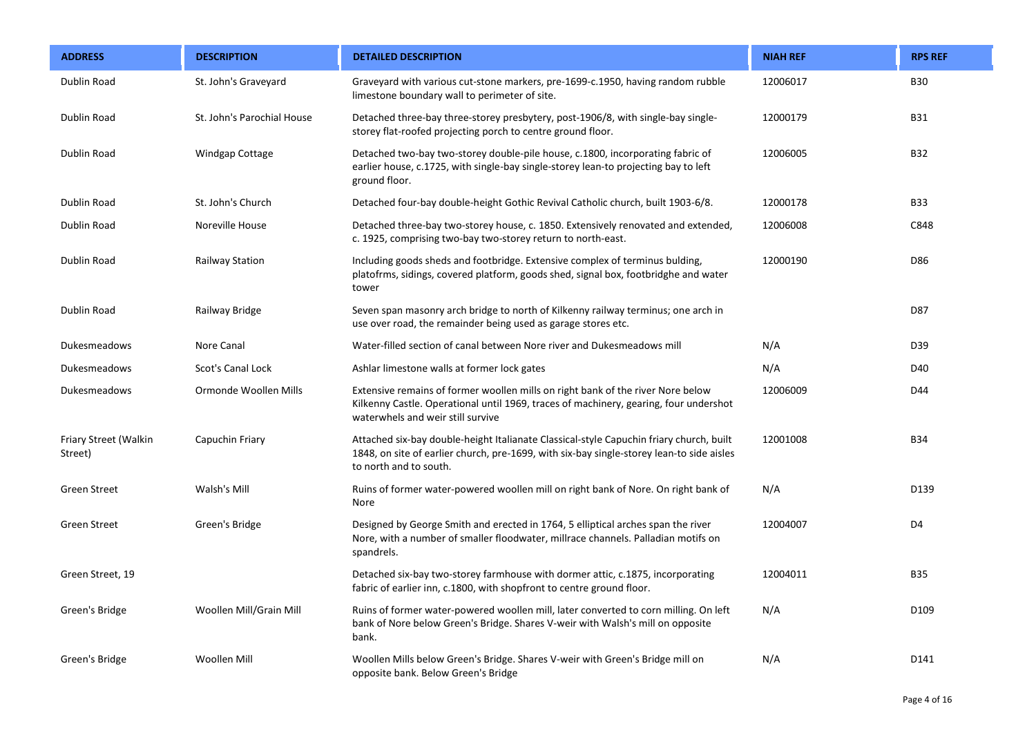| ADDRESS | DESCRIPTION | DETAILED DESCRIPTION | NIAH REF | RPS REF |
| --- | --- | --- | --- | --- |
| Dublin Road | St. John's Graveyard | Graveyard with various cut-stone markers, pre-1699-c.1950, having random rubble limestone boundary wall to perimeter of site. | 12006017 | B30 |
| Dublin Road | St. John's Parochial House | Detached three-bay three-storey presbytery, post-1906/8, with single-bay single-storey flat-roofed projecting porch to centre ground floor. | 12000179 | B31 |
| Dublin Road | Windgap Cottage | Detached two-bay two-storey double-pile house, c.1800, incorporating fabric of earlier house, c.1725, with single-bay single-storey lean-to projecting bay to left ground floor. | 12006005 | B32 |
| Dublin Road | St. John's Church | Detached four-bay double-height Gothic Revival Catholic church, built 1903-6/8. | 12000178 | B33 |
| Dublin Road | Noreville House | Detached three-bay two-storey house, c. 1850. Extensively renovated and extended, c. 1925, comprising two-bay two-storey return to north-east. | 12006008 | C848 |
| Dublin Road | Railway Station | Including goods sheds and footbridge. Extensive complex of terminus bulding, platofrms, sidings, covered platform, goods shed, signal box, footbridghe and water tower | 12000190 | D86 |
| Dublin Road | Railway Bridge | Seven span masonry arch bridge to north of Kilkenny railway terminus; one arch in use over road, the remainder being used as garage stores etc. | | D87 |
| Dukesmeadows | Nore Canal | Water-filled section of canal between Nore river and Dukesmeadows mill | N/A | D39 |
| Dukesmeadows | Scot's Canal Lock | Ashlar limestone walls at former lock gates | N/A | D40 |
| Dukesmeadows | Ormonde Woollen Mills | Extensive remains of former woollen mills on right bank of the river Nore below Kilkenny Castle. Operational until 1969, traces of machinery, gearing, four undershot waterwhels and weir still survive | 12006009 | D44 |
| Friary Street (Walkin Street) | Capuchin Friary | Attached six-bay double-height Italianate Classical-style Capuchin friary church, built 1848, on site of earlier church, pre-1699, with six-bay single-storey lean-to side aisles to north and to south. | 12001008 | B34 |
| Green Street | Walsh's Mill | Ruins of former water-powered woollen mill on right bank of Nore. On right bank of Nore | N/A | D139 |
| Green Street | Green's Bridge | Designed by George Smith and erected in 1764, 5 elliptical arches span the river Nore, with a number of smaller floodwater, millrace channels. Palladian motifs on spandrels. | 12004007 | D4 |
| Green Street, 19 | | Detached six-bay two-storey farmhouse with dormer attic, c.1875, incorporating fabric of earlier inn, c.1800, with shopfront to centre ground floor. | 12004011 | B35 |
| Green's Bridge | Woollen Mill/Grain Mill | Ruins of former water-powered woollen mill, later converted to corn milling. On left bank of Nore below Green's Bridge. Shares V-weir with Walsh's mill on opposite bank. | N/A | D109 |
| Green's Bridge | Woollen Mill | Woollen Mills below Green's Bridge. Shares V-weir with Green's Bridge mill on opposite bank. Below Green's Bridge | N/A | D141 |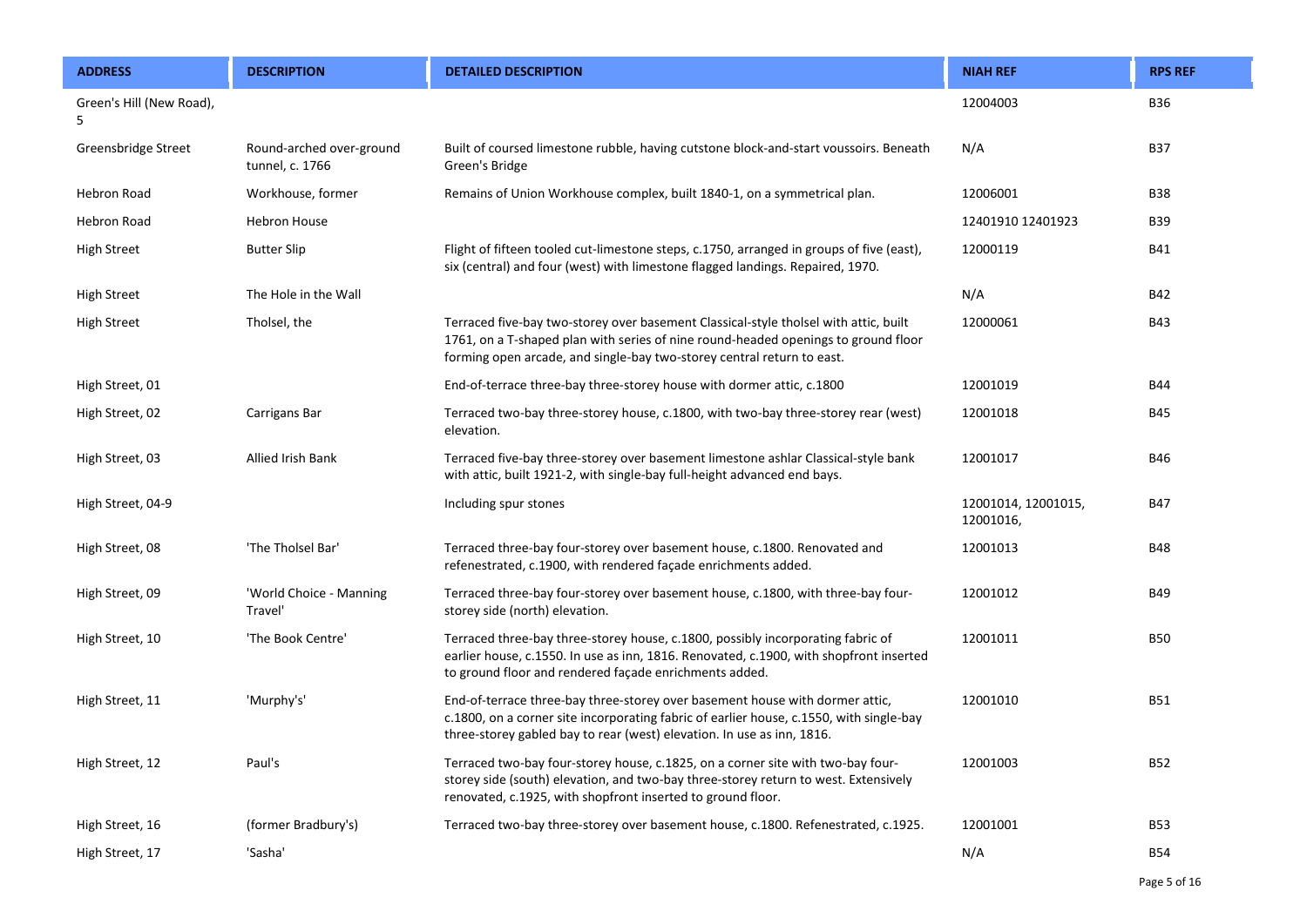| ADDRESS | DESCRIPTION | DETAILED DESCRIPTION | NIAH REF | RPS REF |
|---|---|---|---|---|
| Green's Hill (New Road), 5 | | | 12004003 | B36 |
| Greensbridge Street | Round-arched over-ground tunnel, c. 1766 | Built of coursed limestone rubble, having cutstone block-and-start voussoirs. Beneath Green's Bridge | N/A | B37 |
| Hebron Road | Workhouse, former | Remains of Union Workhouse complex, built 1840-1, on a symmetrical plan. | 12006001 | B38 |
| Hebron Road | Hebron House | | 12401910 12401923 | B39 |
| High Street | Butter Slip | Flight of fifteen tooled cut-limestone steps, c.1750, arranged in groups of five (east), six (central) and four (west) with limestone flagged landings. Repaired, 1970. | 12000119 | B41 |
| High Street | The Hole in the Wall | | N/A | B42 |
| High Street | Tholsel, the | Terraced five-bay two-storey over basement Classical-style tholsel with attic, built 1761, on a T-shaped plan with series of nine round-headed openings to ground floor forming open arcade, and single-bay two-storey central return to east. | 12000061 | B43 |
| High Street, 01 | | End-of-terrace three-bay three-storey house with dormer attic, c.1800 | 12001019 | B44 |
| High Street, 02 | Carrigans Bar | Terraced two-bay three-storey house, c.1800, with two-bay three-storey rear (west) elevation. | 12001018 | B45 |
| High Street, 03 | Allied Irish Bank | Terraced five-bay three-storey over basement limestone ashlar Classical-style bank with attic, built 1921-2, with single-bay full-height advanced end bays. | 12001017 | B46 |
| High Street, 04-9 | | Including spur stones | 12001014, 12001015, 12001016, | B47 |
| High Street, 08 | 'The Tholsel Bar' | Terraced three-bay four-storey over basement house, c.1800. Renovated and refenestrated, c.1900, with rendered façade enrichments added. | 12001013 | B48 |
| High Street, 09 | 'World Choice - Manning Travel' | Terraced three-bay four-storey over basement house, c.1800, with three-bay four-storey side (north) elevation. | 12001012 | B49 |
| High Street, 10 | 'The Book Centre' | Terraced three-bay three-storey house, c.1800, possibly incorporating fabric of earlier house, c.1550. In use as inn, 1816. Renovated, c.1900, with shopfront inserted to ground floor and rendered façade enrichments added. | 12001011 | B50 |
| High Street, 11 | 'Murphy's' | End-of-terrace three-bay three-storey over basement house with dormer attic, c.1800, on a corner site incorporating fabric of earlier house, c.1550, with single-bay three-storey gabled bay to rear (west) elevation. In use as inn, 1816. | 12001010 | B51 |
| High Street, 12 | Paul's | Terraced two-bay four-storey house, c.1825, on a corner site with two-bay four-storey side (south) elevation, and two-bay three-storey return to west. Extensively renovated, c.1925, with shopfront inserted to ground floor. | 12001003 | B52 |
| High Street, 16 | (former Bradbury's) | Terraced two-bay three-storey over basement house, c.1800. Refenestrated, c.1925. | 12001001 | B53 |
| High Street, 17 | 'Sasha' | | N/A | B54 |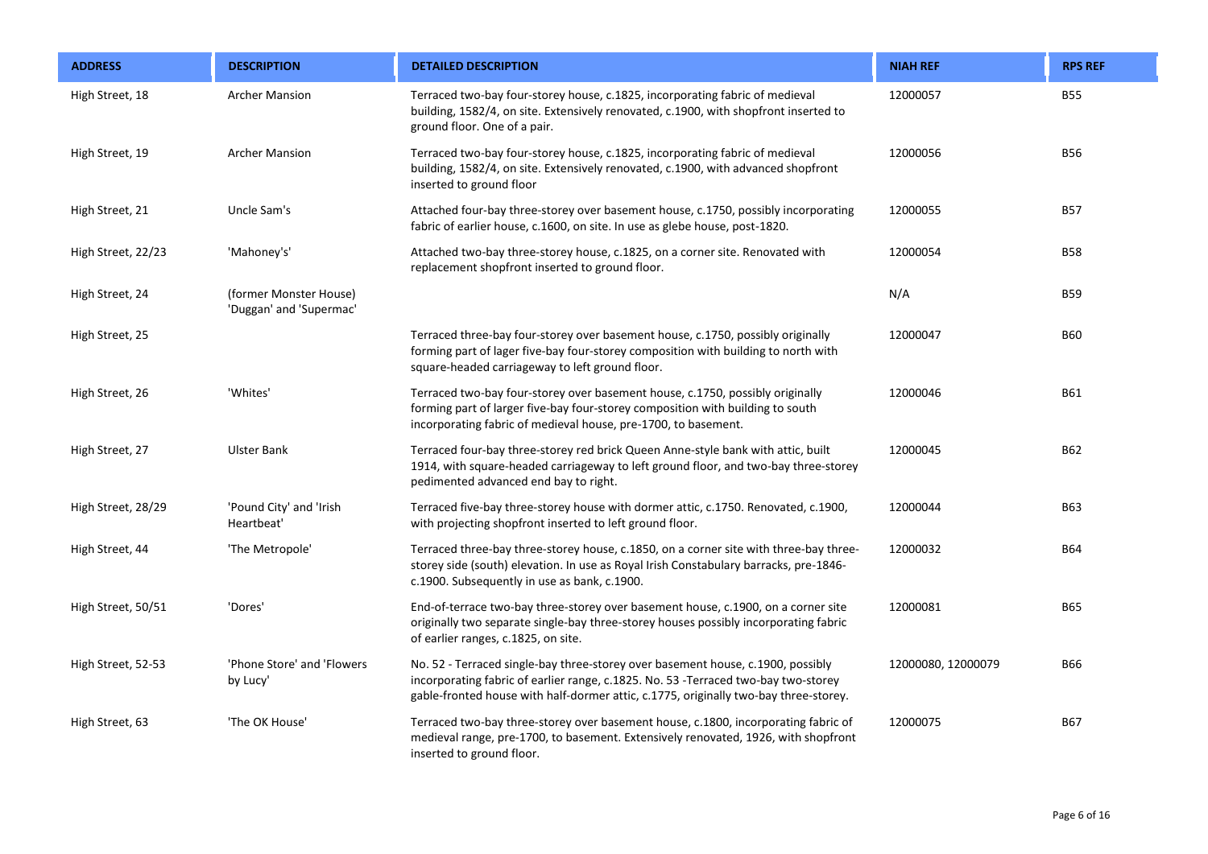| ADDRESS | DESCRIPTION | DETAILED DESCRIPTION | NIAH REF | RPS REF |
|---|---|---|---|---|
| High Street, 18 | Archer Mansion | Terraced two-bay four-storey house, c.1825, incorporating fabric of medieval building, 1582/4, on site. Extensively renovated, c.1900, with shopfront inserted to ground floor. One of a pair. | 12000057 | B55 |
| High Street, 19 | Archer Mansion | Terraced two-bay four-storey house, c.1825, incorporating fabric of medieval building, 1582/4, on site. Extensively renovated, c.1900, with advanced shopfront inserted to ground floor | 12000056 | B56 |
| High Street, 21 | Uncle Sam's | Attached four-bay three-storey over basement house, c.1750, possibly incorporating fabric of earlier house, c.1600, on site. In use as glebe house, post-1820. | 12000055 | B57 |
| High Street, 22/23 | 'Mahoney's' | Attached two-bay three-storey house, c.1825, on a corner site. Renovated with replacement shopfront inserted to ground floor. | 12000054 | B58 |
| High Street, 24 | (former Monster House) 'Duggan' and 'Supermac' | | N/A | B59 |
| High Street, 25 | | Terraced three-bay four-storey over basement house, c.1750, possibly originally forming part of lager five-bay four-storey composition with building to north with square-headed carriageway to left ground floor. | 12000047 | B60 |
| High Street, 26 | 'Whites' | Terraced two-bay four-storey over basement house, c.1750, possibly originally forming part of larger five-bay four-storey composition with building to south incorporating fabric of medieval house, pre-1700, to basement. | 12000046 | B61 |
| High Street, 27 | Ulster Bank | Terraced four-bay three-storey red brick Queen Anne-style bank with attic, built 1914, with square-headed carriageway to left ground floor, and two-bay three-storey pedimented advanced end bay to right. | 12000045 | B62 |
| High Street, 28/29 | 'Pound City' and 'Irish Heartbeat' | Terraced five-bay three-storey house with dormer attic, c.1750. Renovated, c.1900, with projecting shopfront inserted to left ground floor. | 12000044 | B63 |
| High Street, 44 | 'The Metropole' | Terraced three-bay three-storey house, c.1850, on a corner site with three-bay three-storey side (south) elevation. In use as Royal Irish Constabulary barracks, pre-1846-c.1900. Subsequently in use as bank, c.1900. | 12000032 | B64 |
| High Street, 50/51 | 'Dores' | End-of-terrace two-bay three-storey over basement house, c.1900, on a corner site originally two separate single-bay three-storey houses possibly incorporating fabric of earlier ranges, c.1825, on site. | 12000081 | B65 |
| High Street, 52-53 | 'Phone Store' and 'Flowers by Lucy' | No. 52 - Terraced single-bay three-storey over basement house, c.1900, possibly incorporating fabric of earlier range, c.1825. No. 53 -Terraced two-bay two-storey gable-fronted house with half-dormer attic, c.1775, originally two-bay three-storey. | 12000080, 12000079 | B66 |
| High Street, 63 | 'The OK House' | Terraced two-bay three-storey over basement house, c.1800, incorporating fabric of medieval range, pre-1700, to basement. Extensively renovated, 1926, with shopfront inserted to ground floor. | 12000075 | B67 |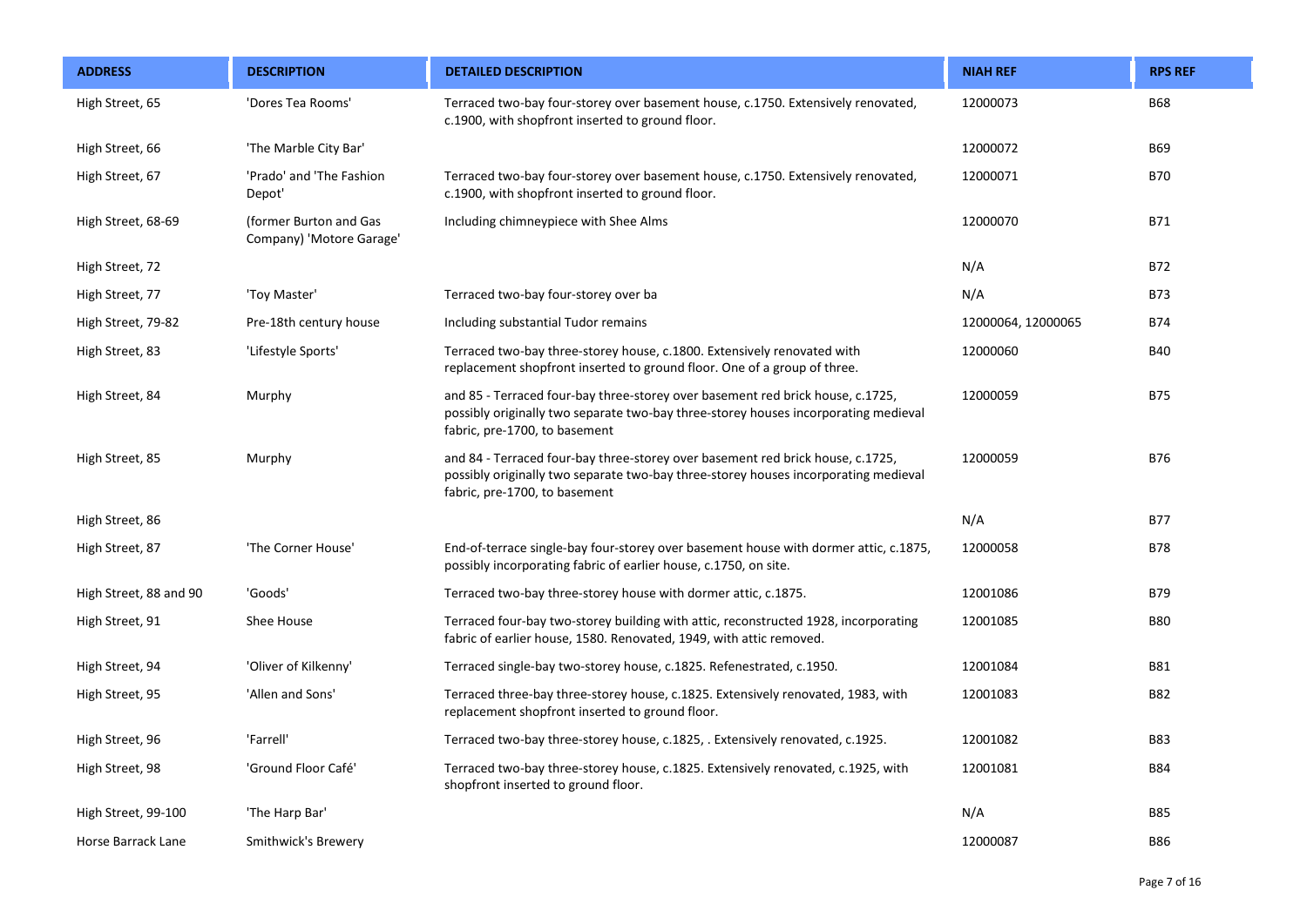| ADDRESS | DESCRIPTION | DETAILED DESCRIPTION | NIAH REF | RPS REF |
|---|---|---|---|---|
| High Street, 65 | 'Dores Tea Rooms' | Terraced two-bay four-storey over basement house, c.1750. Extensively renovated, c.1900, with shopfront inserted to ground floor. | 12000073 | B68 |
| High Street, 66 | 'The Marble City Bar' | | 12000072 | B69 |
| High Street, 67 | 'Prado' and 'The Fashion Depot' | Terraced two-bay four-storey over basement house, c.1750. Extensively renovated, c.1900, with shopfront inserted to ground floor. | 12000071 | B70 |
| High Street, 68-69 | (former Burton and Gas Company) 'Motore Garage' | Including chimneypiece with Shee Alms | 12000070 | B71 |
| High Street, 72 | | | N/A | B72 |
| High Street, 77 | 'Toy Master' | Terraced two-bay four-storey over ba | N/A | B73 |
| High Street, 79-82 | Pre-18th century house | Including substantial Tudor remains | 12000064, 12000065 | B74 |
| High Street, 83 | 'Lifestyle Sports' | Terraced two-bay three-storey house, c.1800. Extensively renovated with replacement shopfront inserted to ground floor. One of a group of three. | 12000060 | B40 |
| High Street, 84 | Murphy | and 85 - Terraced four-bay three-storey over basement red brick house, c.1725, possibly originally two separate two-bay three-storey houses incorporating medieval fabric, pre-1700, to basement | 12000059 | B75 |
| High Street, 85 | Murphy | and 84 - Terraced four-bay three-storey over basement red brick house, c.1725, possibly originally two separate two-bay three-storey houses incorporating medieval fabric, pre-1700, to basement | 12000059 | B76 |
| High Street, 86 | | | N/A | B77 |
| High Street, 87 | 'The Corner House' | End-of-terrace single-bay four-storey over basement house with dormer attic, c.1875, possibly incorporating fabric of earlier house, c.1750, on site. | 12000058 | B78 |
| High Street, 88 and 90 | 'Goods' | Terraced two-bay three-storey house with dormer attic, c.1875. | 12001086 | B79 |
| High Street, 91 | Shee House | Terraced four-bay two-storey building with attic, reconstructed 1928, incorporating fabric of earlier house, 1580. Renovated, 1949, with attic removed. | 12001085 | B80 |
| High Street, 94 | 'Oliver of Kilkenny' | Terraced single-bay two-storey house, c.1825. Refenestrated, c.1950. | 12001084 | B81 |
| High Street, 95 | 'Allen and Sons' | Terraced three-bay three-storey house, c.1825. Extensively renovated, 1983, with replacement shopfront inserted to ground floor. | 12001083 | B82 |
| High Street, 96 | 'Farrell' | Terraced two-bay three-storey house, c.1825, . Extensively renovated, c.1925. | 12001082 | B83 |
| High Street, 98 | 'Ground Floor Café' | Terraced two-bay three-storey house, c.1825. Extensively renovated, c.1925, with shopfront inserted to ground floor. | 12001081 | B84 |
| High Street, 99-100 | 'The Harp Bar' | | N/A | B85 |
| Horse Barrack Lane | Smithwick's Brewery | | 12000087 | B86 |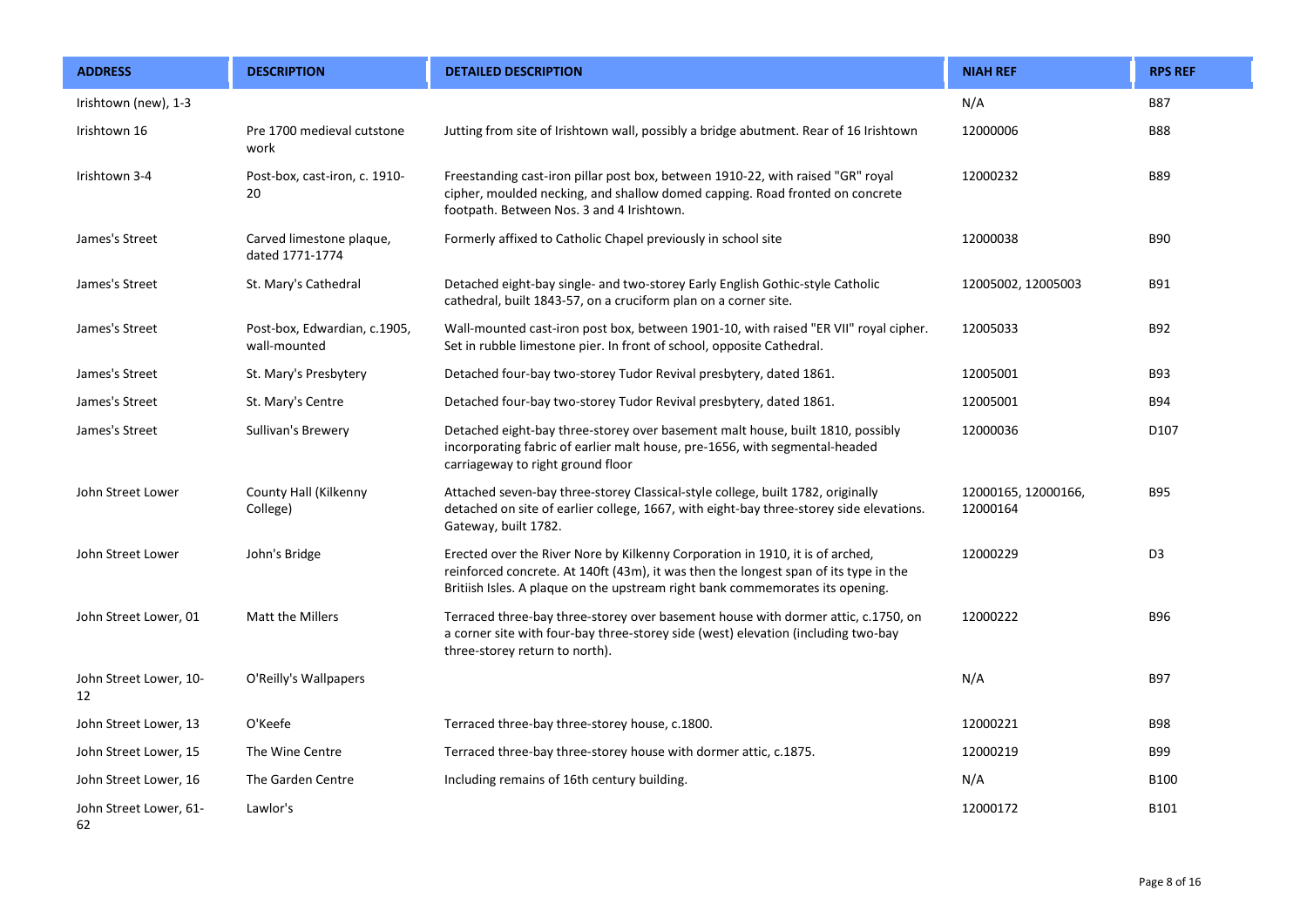| ADDRESS | DESCRIPTION | DETAILED DESCRIPTION | NIAH REF | RPS REF |
|---|---|---|---|---|
| Irishtown (new), 1-3 | | | N/A | B87 |
| Irishtown 16 | Pre 1700 medieval cutstone work | Jutting from site of Irishtown wall, possibly a bridge abutment. Rear of 16 Irishtown | 12000006 | B88 |
| Irishtown 3-4 | Post-box, cast-iron, c. 1910-20 | Freestanding cast-iron pillar post box, between 1910-22, with raised "GR" royal cipher, moulded necking, and shallow domed capping. Road fronted on concrete footpath. Between Nos. 3 and 4 Irishtown. | 12000232 | B89 |
| James's Street | Carved limestone plaque, dated 1771-1774 | Formerly affixed to Catholic Chapel previously in school site | 12000038 | B90 |
| James's Street | St. Mary's Cathedral | Detached eight-bay single- and two-storey Early English Gothic-style Catholic cathedral, built 1843-57, on a cruciform plan on a corner site. | 12005002, 12005003 | B91 |
| James's Street | Post-box, Edwardian, c.1905, wall-mounted | Wall-mounted cast-iron post box, between 1901-10, with raised "ER VII" royal cipher. Set in rubble limestone pier. In front of school, opposite Cathedral. | 12005033 | B92 |
| James's Street | St. Mary's Presbytery | Detached four-bay two-storey Tudor Revival presbytery, dated 1861. | 12005001 | B93 |
| James's Street | St. Mary's Centre | Detached four-bay two-storey Tudor Revival presbytery, dated 1861. | 12005001 | B94 |
| James's Street | Sullivan's Brewery | Detached eight-bay three-storey over basement malt house, built 1810, possibly incorporating fabric of earlier malt house, pre-1656, with segmental-headed carriageway to right ground floor | 12000036 | D107 |
| John Street Lower | County Hall (Kilkenny College) | Attached seven-bay three-storey Classical-style college, built 1782, originally detached on site of earlier college, 1667, with eight-bay three-storey side elevations. Gateway, built 1782. | 12000165, 12000166, 12000164 | B95 |
| John Street Lower | John's Bridge | Erected over the River Nore by Kilkenny Corporation in 1910, it is of arched, reinforced concrete. At 140ft (43m), it was then the longest span of its type in the Britiish Isles. A plaque on the upstream right bank commemorates its opening. | 12000229 | D3 |
| John Street Lower, 01 | Matt the Millers | Terraced three-bay three-storey over basement house with dormer attic, c.1750, on a corner site with four-bay three-storey side (west) elevation (including two-bay three-storey return to north). | 12000222 | B96 |
| John Street Lower, 10-12 | O'Reilly's Wallpapers | | N/A | B97 |
| John Street Lower, 13 | O'Keefe | Terraced three-bay three-storey house, c.1800. | 12000221 | B98 |
| John Street Lower, 15 | The Wine Centre | Terraced three-bay three-storey house with dormer attic, c.1875. | 12000219 | B99 |
| John Street Lower, 16 | The Garden Centre | Including remains of 16th century building. | N/A | B100 |
| John Street Lower, 61-62 | Lawlor's | | 12000172 | B101 |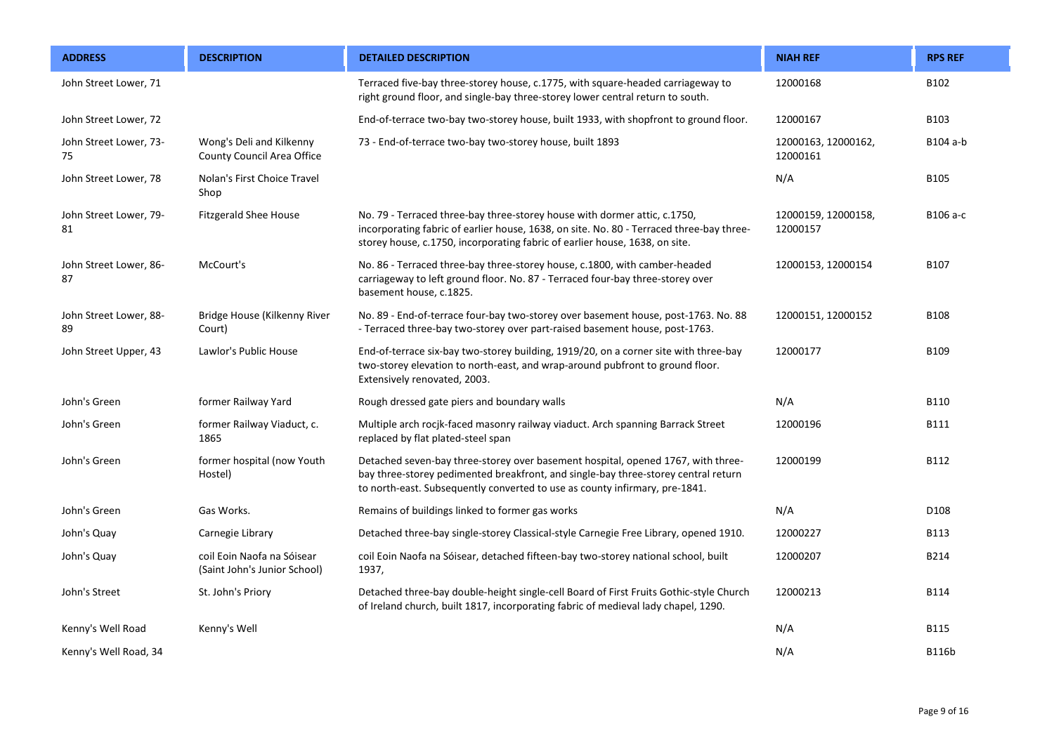| ADDRESS | DESCRIPTION | DETAILED DESCRIPTION | NIAH REF | RPS REF |
|---|---|---|---|---|
| John Street Lower, 71 | | Terraced five-bay three-storey house, c.1775, with square-headed carriageway to right ground floor, and single-bay three-storey lower central return to south. | 12000168 | B102 |
| John Street Lower, 72 | | End-of-terrace two-bay two-storey house, built 1933, with shopfront to ground floor. | 12000167 | B103 |
| John Street Lower, 73-75 | Wong's Deli and Kilkenny County Council Area Office | 73 - End-of-terrace two-bay two-storey house, built 1893 | 12000163, 12000162, 12000161 | B104 a-b |
| John Street Lower, 78 | Nolan's First Choice Travel Shop | | N/A | B105 |
| John Street Lower, 79-81 | Fitzgerald Shee House | No. 79 - Terraced three-bay three-storey house with dormer attic, c.1750, incorporating fabric of earlier house, 1638, on site. No. 80 - Terraced three-bay three-storey house, c.1750, incorporating fabric of earlier house, 1638, on site. | 12000159, 12000158, 12000157 | B106 a-c |
| John Street Lower, 86-87 | McCourt's | No. 86 - Terraced three-bay three-storey house, c.1800, with camber-headed carriageway to left ground floor. No. 87 - Terraced four-bay three-storey over basement house, c.1825. | 12000153, 12000154 | B107 |
| John Street Lower, 88-89 | Bridge House (Kilkenny River Court) | No. 89 - End-of-terrace four-bay two-storey over basement house, post-1763. No. 88 - Terraced three-bay two-storey over part-raised basement house, post-1763. | 12000151, 12000152 | B108 |
| John Street Upper, 43 | Lawlor's Public House | End-of-terrace six-bay two-storey building, 1919/20, on a corner site with three-bay two-storey elevation to north-east, and wrap-around pubfront to ground floor. Extensively renovated, 2003. | 12000177 | B109 |
| John's Green | former Railway Yard | Rough dressed gate piers and boundary walls | N/A | B110 |
| John's Green | former Railway Viaduct, c. 1865 | Multiple arch rocjk-faced masonry railway viaduct. Arch spanning Barrack Street replaced by flat plated-steel span | 12000196 | B111 |
| John's Green | former hospital (now Youth Hostel) | Detached seven-bay three-storey over basement hospital, opened 1767, with three-bay three-storey pedimented breakfront, and single-bay three-storey central return to north-east. Subsequently converted to use as county infirmary, pre-1841. | 12000199 | B112 |
| John's Green | Gas Works. | Remains of buildings linked to former gas works | N/A | D108 |
| John's Quay | Carnegie Library | Detached three-bay single-storey Classical-style Carnegie Free Library, opened 1910. | 12000227 | B113 |
| John's Quay | coil Eoin Naofa na Sóisear (Saint John's Junior School) | coil Eoin Naofa na Sóisear, detached fifteen-bay two-storey national school, built 1937, | 12000207 | B214 |
| John's Street | St. John's Priory | Detached three-bay double-height single-cell Board of First Fruits Gothic-style Church of Ireland church, built 1817, incorporating fabric of medieval lady chapel, 1290. | 12000213 | B114 |
| Kenny's Well Road | Kenny's Well | | N/A | B115 |
| Kenny's Well Road, 34 | | | N/A | B116b |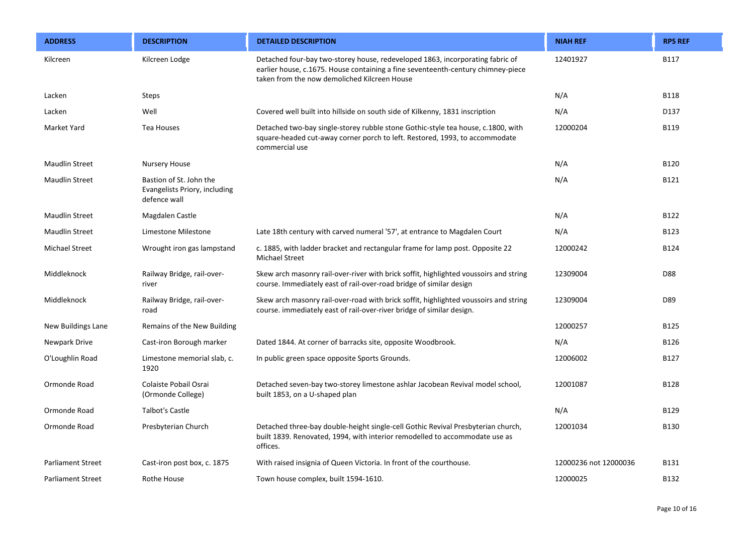| ADDRESS | DESCRIPTION | DETAILED DESCRIPTION | NIAH REF | RPS REF |
|---|---|---|---|---|
| Kilcreen | Kilcreen Lodge | Detached four-bay two-storey house, redeveloped 1863, incorporating fabric of earlier house, c.1675. House containing a fine seventeenth-century chimney-piece taken from the now demoliched Kilcreen House | 12401927 | B117 |
| Lacken | Steps | | N/A | B118 |
| Lacken | Well | Covered well built into hillside on south side of Kilkenny, 1831 inscription | N/A | D137 |
| Market Yard | Tea Houses | Detached two-bay single-storey rubble stone Gothic-style tea house, c.1800, with square-headed cut-away corner porch to left. Restored, 1993, to accommodate commercial use | 12000204 | B119 |
| Maudlin Street | Nursery House | | N/A | B120 |
| Maudlin Street | Bastion of St. John the Evangelists Priory, including defence wall | | N/A | B121 |
| Maudlin Street | Magdalen Castle | | N/A | B122 |
| Maudlin Street | Limestone Milestone | Late 18th century with carved numeral '57', at entrance to Magdalen Court | N/A | B123 |
| Michael Street | Wrought iron gas lampstand | c. 1885, with ladder bracket and rectangular frame for lamp post. Opposite 22 Michael Street | 12000242 | B124 |
| Middleknock | Railway Bridge, rail-over-river | Skew arch masonry rail-over-river with brick soffit, highlighted voussoirs and string course. Immediately east of rail-over-road bridge of similar design | 12309004 | D88 |
| Middleknock | Railway Bridge, rail-over-road | Skew arch masonry rail-over-road with brick soffit, highlighted voussoirs and string course. immediately east of rail-over-river bridge of similar design. | 12309004 | D89 |
| New Buildings Lane | Remains of the New Building | | 12000257 | B125 |
| Newpark Drive | Cast-iron Borough marker | Dated 1844. At corner of barracks site, opposite Woodbrook. | N/A | B126 |
| O'Loughlin Road | Limestone memorial slab, c. 1920 | In public green space opposite Sports Grounds. | 12006002 | B127 |
| Ormonde Road | Colaiste Pobail Osrai (Ormonde College) | Detached seven-bay two-storey limestone ashlar Jacobean Revival model school, built 1853, on a U-shaped plan | 12001087 | B128 |
| Ormonde Road | Talbot's Castle | | N/A | B129 |
| Ormonde Road | Presbyterian Church | Detached three-bay double-height single-cell Gothic Revival Presbyterian church, built 1839. Renovated, 1994, with interior remodelled to accommodate use as offices. | 12001034 | B130 |
| Parliament Street | Cast-iron post box, c. 1875 | With raised insignia of Queen Victoria. In front of the courthouse. | 12000236 not 12000036 | B131 |
| Parliament Street | Rothe House | Town house complex, built 1594-1610. | 12000025 | B132 |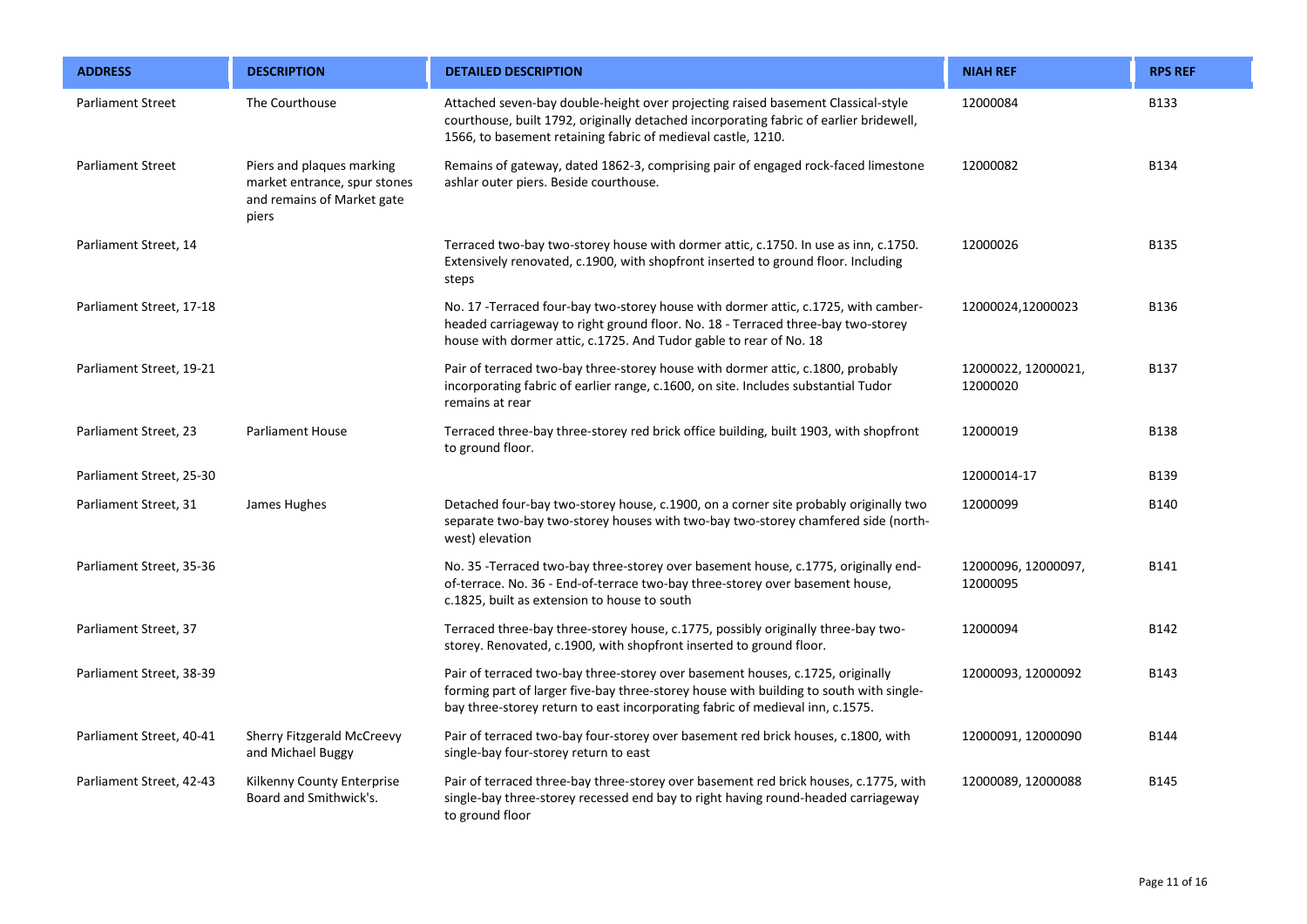| ADDRESS | DESCRIPTION | DETAILED DESCRIPTION | NIAH REF | RPS REF |
|---|---|---|---|---|
| Parliament Street | The Courthouse | Attached seven-bay double-height over projecting raised basement Classical-style courthouse, built 1792, originally detached incorporating fabric of earlier bridewell, 1566, to basement retaining fabric of medieval castle, 1210. | 12000084 | B133 |
| Parliament Street | Piers and plaques marking market entrance, spur stones and remains of Market gate piers | Remains of gateway, dated 1862-3, comprising pair of engaged rock-faced limestone ashlar outer piers. Beside courthouse. | 12000082 | B134 |
| Parliament Street, 14 | | Terraced two-bay two-storey house with dormer attic, c.1750. In use as inn, c.1750. Extensively renovated, c.1900, with shopfront inserted to ground floor. Including steps | 12000026 | B135 |
| Parliament Street, 17-18 | | No. 17 -Terraced four-bay two-storey house with dormer attic, c.1725, with camber-headed carriageway to right ground floor. No. 18 - Terraced three-bay two-storey house with dormer attic, c.1725. And Tudor gable to rear of No. 18 | 12000024,12000023 | B136 |
| Parliament Street, 19-21 | | Pair of terraced two-bay three-storey house with dormer attic, c.1800, probably incorporating fabric of earlier range, c.1600, on site. Includes substantial Tudor remains at rear | 12000022, 12000021, 12000020 | B137 |
| Parliament Street, 23 | Parliament House | Terraced three-bay three-storey red brick office building, built 1903, with shopfront to ground floor. | 12000019 | B138 |
| Parliament Street, 25-30 | | | 12000014-17 | B139 |
| Parliament Street, 31 | James Hughes | Detached four-bay two-storey house, c.1900, on a corner site probably originally two separate two-bay two-storey houses with two-bay two-storey chamfered side (north-west) elevation | 12000099 | B140 |
| Parliament Street, 35-36 | | No. 35 -Terraced two-bay three-storey over basement house, c.1775, originally end-of-terrace. No. 36 - End-of-terrace two-bay three-storey over basement house, c.1825, built as extension to house to south | 12000096, 12000097, 12000095 | B141 |
| Parliament Street, 37 | | Terraced three-bay three-storey house, c.1775, possibly originally three-bay two-storey. Renovated, c.1900, with shopfront inserted to ground floor. | 12000094 | B142 |
| Parliament Street, 38-39 | | Pair of terraced two-bay three-storey over basement houses, c.1725, originally forming part of larger five-bay three-storey house with building to south with single-bay three-storey return to east incorporating fabric of medieval inn, c.1575. | 12000093, 12000092 | B143 |
| Parliament Street, 40-41 | Sherry Fitzgerald McCreevy and Michael Buggy | Pair of terraced two-bay four-storey over basement red brick houses, c.1800, with single-bay four-storey return to east | 12000091, 12000090 | B144 |
| Parliament Street, 42-43 | Kilkenny County Enterprise Board and Smithwick's. | Pair of terraced three-bay three-storey over basement red brick houses, c.1775, with single-bay three-storey recessed end bay to right having round-headed carriageway to ground floor | 12000089, 12000088 | B145 |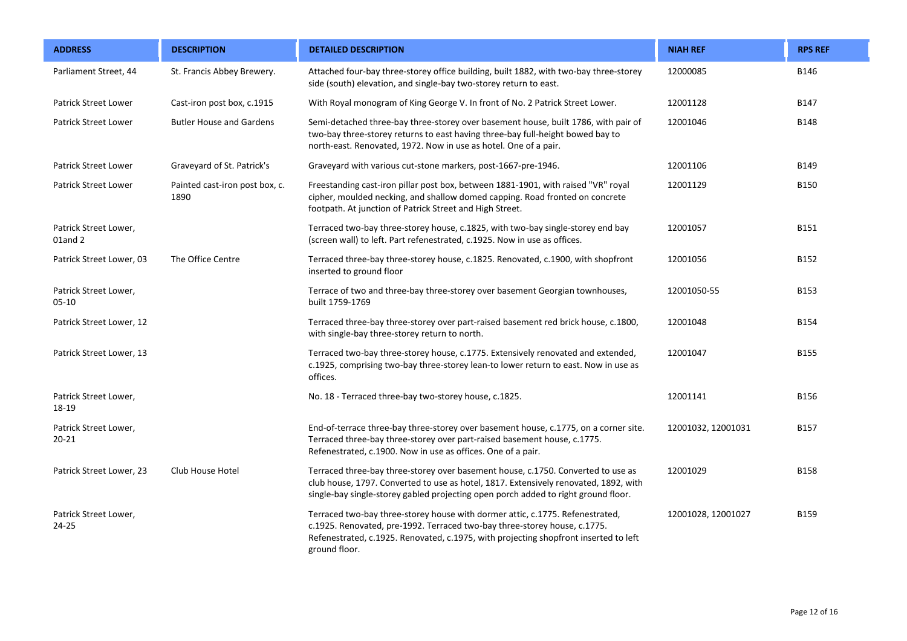| ADDRESS | DESCRIPTION | DETAILED DESCRIPTION | NIAH REF | RPS REF |
|---|---|---|---|---|
| Parliament Street, 44 | St. Francis Abbey Brewery. | Attached four-bay three-storey office building, built 1882, with two-bay three-storey side (south) elevation, and single-bay two-storey return to east. | 12000085 | B146 |
| Patrick Street Lower | Cast-iron post box, c.1915 | With Royal monogram of King George V. In front of No. 2 Patrick Street Lower. | 12001128 | B147 |
| Patrick Street Lower | Butler House and Gardens | Semi-detached three-bay three-storey over basement house, built 1786, with pair of two-bay three-storey returns to east having three-bay full-height bowed bay to north-east. Renovated, 1972. Now in use as hotel. One of a pair. | 12001046 | B148 |
| Patrick Street Lower | Graveyard of St. Patrick's | Graveyard with various cut-stone markers, post-1667-pre-1946. | 12001106 | B149 |
| Patrick Street Lower | Painted cast-iron post box, c. 1890 | Freestanding cast-iron pillar post box, between 1881-1901, with raised "VR" royal cipher, moulded necking, and shallow domed capping. Road fronted on concrete footpath. At junction of Patrick Street and High Street. | 12001129 | B150 |
| Patrick Street Lower, 01and 2 | | Terraced two-bay three-storey house, c.1825, with two-bay single-storey end bay (screen wall) to left. Part refenestrated, c.1925. Now in use as offices. | 12001057 | B151 |
| Patrick Street Lower, 03 | The Office Centre | Terraced three-bay three-storey house, c.1825. Renovated, c.1900, with shopfront inserted to ground floor | 12001056 | B152 |
| Patrick Street Lower, 05-10 | | Terrace of two and three-bay three-storey over basement Georgian townhouses, built 1759-1769 | 12001050-55 | B153 |
| Patrick Street Lower, 12 | | Terraced three-bay three-storey over part-raised basement red brick house, c.1800, with single-bay three-storey return to north. | 12001048 | B154 |
| Patrick Street Lower, 13 | | Terraced two-bay three-storey house, c.1775. Extensively renovated and extended, c.1925, comprising two-bay three-storey lean-to lower return to east. Now in use as offices. | 12001047 | B155 |
| Patrick Street Lower, 18-19 | | No. 18 - Terraced three-bay two-storey house, c.1825. | 12001141 | B156 |
| Patrick Street Lower, 20-21 | | End-of-terrace three-bay three-storey over basement house, c.1775, on a corner site. Terraced three-bay three-storey over part-raised basement house, c.1775. Refenestrated, c.1900. Now in use as offices. One of a pair. | 12001032, 12001031 | B157 |
| Patrick Street Lower, 23 | Club House Hotel | Terraced three-bay three-storey over basement house, c.1750. Converted to use as club house, 1797. Converted to use as hotel, 1817. Extensively renovated, 1892, with single-bay single-storey gabled projecting open porch added to right ground floor. | 12001029 | B158 |
| Patrick Street Lower, 24-25 | | Terraced two-bay three-storey house with dormer attic, c.1775. Refenestrated, c.1925. Renovated, pre-1992. Terraced two-bay three-storey house, c.1775. Refenestrated, c.1925. Renovated, c.1975, with projecting shopfront inserted to left ground floor. | 12001028, 12001027 | B159 |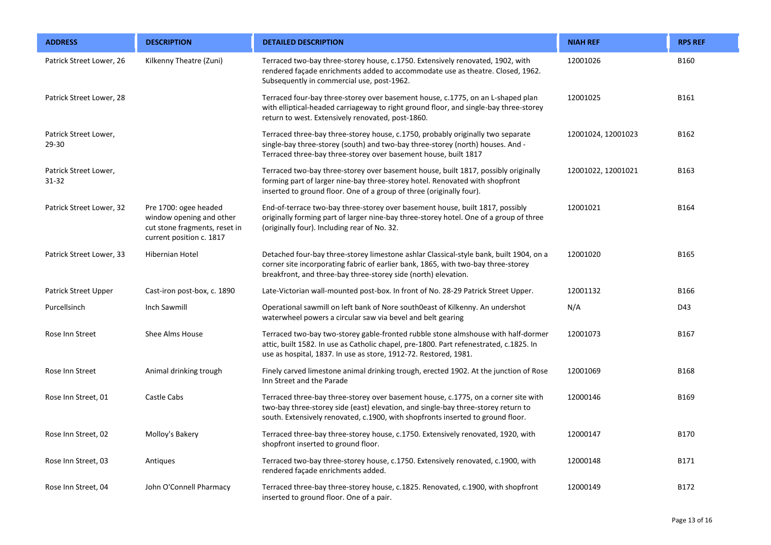| ADDRESS | DESCRIPTION | DETAILED DESCRIPTION | NIAH REF | RPS REF |
|---|---|---|---|---|
| Patrick Street Lower, 26 | Kilkenny Theatre (Zuni) | Terraced two-bay three-storey house, c.1750. Extensively renovated, 1902, with rendered façade enrichments added to accommodate use as theatre. Closed, 1962. Subsequently in commercial use, post-1962. | 12001026 | B160 |
| Patrick Street Lower, 28 | | Terraced four-bay three-storey over basement house, c.1775, on an L-shaped plan with elliptical-headed carriageway to right ground floor, and single-bay three-storey return to west. Extensively renovated, post-1860. | 12001025 | B161 |
| Patrick Street Lower, 29-30 | | Terraced three-bay three-storey house, c.1750, probably originally two separate single-bay three-storey (south) and two-bay three-storey (north) houses. And - Terraced three-bay three-storey over basement house, built 1817 | 12001024, 12001023 | B162 |
| Patrick Street Lower, 31-32 | | Terraced two-bay three-storey over basement house, built 1817, possibly originally forming part of larger nine-bay three-storey hotel. Renovated with shopfront inserted to ground floor. One of a group of three (originally four). | 12001022, 12001021 | B163 |
| Patrick Street Lower, 32 | Pre 1700: ogee headed window opening and other cut stone fragments, reset in current position c. 1817 | End-of-terrace two-bay three-storey over basement house, built 1817, possibly originally forming part of larger nine-bay three-storey hotel. One of a group of three (originally four). Including rear of No. 32. | 12001021 | B164 |
| Patrick Street Lower, 33 | Hibernian Hotel | Detached four-bay three-storey limestone ashlar Classical-style bank, built 1904, on a corner site incorporating fabric of earlier bank, 1865, with two-bay three-storey breakfront, and three-bay three-storey side (north) elevation. | 12001020 | B165 |
| Patrick Street Upper | Cast-iron post-box, c. 1890 | Late-Victorian wall-mounted post-box. In front of No. 28-29 Patrick Street Upper. | 12001132 | B166 |
| Purcellsinch | Inch Sawmill | Operational sawmill on left bank of Nore south0east of Kilkenny. An undershot waterwheel powers a circular saw via bevel and belt gearing | N/A | D43 |
| Rose Inn Street | Shee Alms House | Terraced two-bay two-storey gable-fronted rubble stone almshouse with half-dormer attic, built 1582. In use as Catholic chapel, pre-1800. Part refenestrated, c.1825. In use as hospital, 1837. In use as store, 1912-72. Restored, 1981. | 12001073 | B167 |
| Rose Inn Street | Animal drinking trough | Finely carved limestone animal drinking trough, erected 1902. At the junction of Rose Inn Street and the Parade | 12001069 | B168 |
| Rose Inn Street, 01 | Castle Cabs | Terraced three-bay three-storey over basement house, c.1775, on a corner site with two-bay three-storey side (east) elevation, and single-bay three-storey return to south. Extensively renovated, c.1900, with shopfronts inserted to ground floor. | 12000146 | B169 |
| Rose Inn Street, 02 | Molloy's Bakery | Terraced three-bay three-storey house, c.1750. Extensively renovated, 1920, with shopfront inserted to ground floor. | 12000147 | B170 |
| Rose Inn Street, 03 | Antiques | Terraced two-bay three-storey house, c.1750. Extensively renovated, c.1900, with rendered façade enrichments added. | 12000148 | B171 |
| Rose Inn Street, 04 | John O'Connell Pharmacy | Terraced three-bay three-storey house, c.1825. Renovated, c.1900, with shopfront inserted to ground floor. One of a pair. | 12000149 | B172 |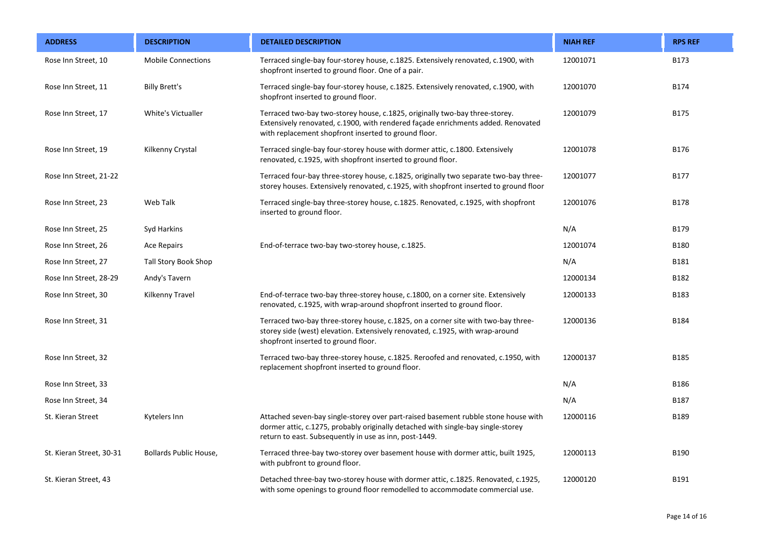| ADDRESS | DESCRIPTION | DETAILED DESCRIPTION | NIAH REF | RPS REF |
|---|---|---|---|---|
| Rose Inn Street, 10 | Mobile Connections | Terraced single-bay four-storey house, c.1825. Extensively renovated, c.1900, with shopfront inserted to ground floor. One of a pair. | 12001071 | B173 |
| Rose Inn Street, 11 | Billy Brett's | Terraced single-bay four-storey house, c.1825. Extensively renovated, c.1900, with shopfront inserted to ground floor. | 12001070 | B174 |
| Rose Inn Street, 17 | White's Victualler | Terraced two-bay two-storey house, c.1825, originally two-bay three-storey. Extensively renovated, c.1900, with rendered façade enrichments added. Renovated with replacement shopfront inserted to ground floor. | 12001079 | B175 |
| Rose Inn Street, 19 | Kilkenny Crystal | Terraced single-bay four-storey house with dormer attic, c.1800. Extensively renovated, c.1925, with shopfront inserted to ground floor. | 12001078 | B176 |
| Rose Inn Street, 21-22 | | Terraced four-bay three-storey house, c.1825, originally two separate two-bay three-storey houses. Extensively renovated, c.1925, with shopfront inserted to ground floor | 12001077 | B177 |
| Rose Inn Street, 23 | Web Talk | Terraced single-bay three-storey house, c.1825. Renovated, c.1925, with shopfront inserted to ground floor. | 12001076 | B178 |
| Rose Inn Street, 25 | Syd Harkins | | N/A | B179 |
| Rose Inn Street, 26 | Ace Repairs | End-of-terrace two-bay two-storey house, c.1825. | 12001074 | B180 |
| Rose Inn Street, 27 | Tall Story Book Shop | | N/A | B181 |
| Rose Inn Street, 28-29 | Andy's Tavern | | 12000134 | B182 |
| Rose Inn Street, 30 | Kilkenny Travel | End-of-terrace two-bay three-storey house, c.1800, on a corner site. Extensively renovated, c.1925, with wrap-around shopfront inserted to ground floor. | 12000133 | B183 |
| Rose Inn Street, 31 | | Terraced two-bay three-storey house, c.1825, on a corner site with two-bay three-storey side (west) elevation. Extensively renovated, c.1925, with wrap-around shopfront inserted to ground floor. | 12000136 | B184 |
| Rose Inn Street, 32 | | Terraced two-bay three-storey house, c.1825. Reroofed and renovated, c.1950, with replacement shopfront inserted to ground floor. | 12000137 | B185 |
| Rose Inn Street, 33 | | | N/A | B186 |
| Rose Inn Street, 34 | | | N/A | B187 |
| St. Kieran Street | Kytelers Inn | Attached seven-bay single-storey over part-raised basement rubble stone house with dormer attic, c.1275, probably originally detached with single-bay single-storey return to east. Subsequently in use as inn, post-1449. | 12000116 | B189 |
| St. Kieran Street, 30-31 | Bollards Public House, | Terraced three-bay two-storey over basement house with dormer attic, built 1925, with pubfront to ground floor. | 12000113 | B190 |
| St. Kieran Street, 43 | | Detached three-bay two-storey house with dormer attic, c.1825. Renovated, c.1925, with some openings to ground floor remodelled to accommodate commercial use. | 12000120 | B191 |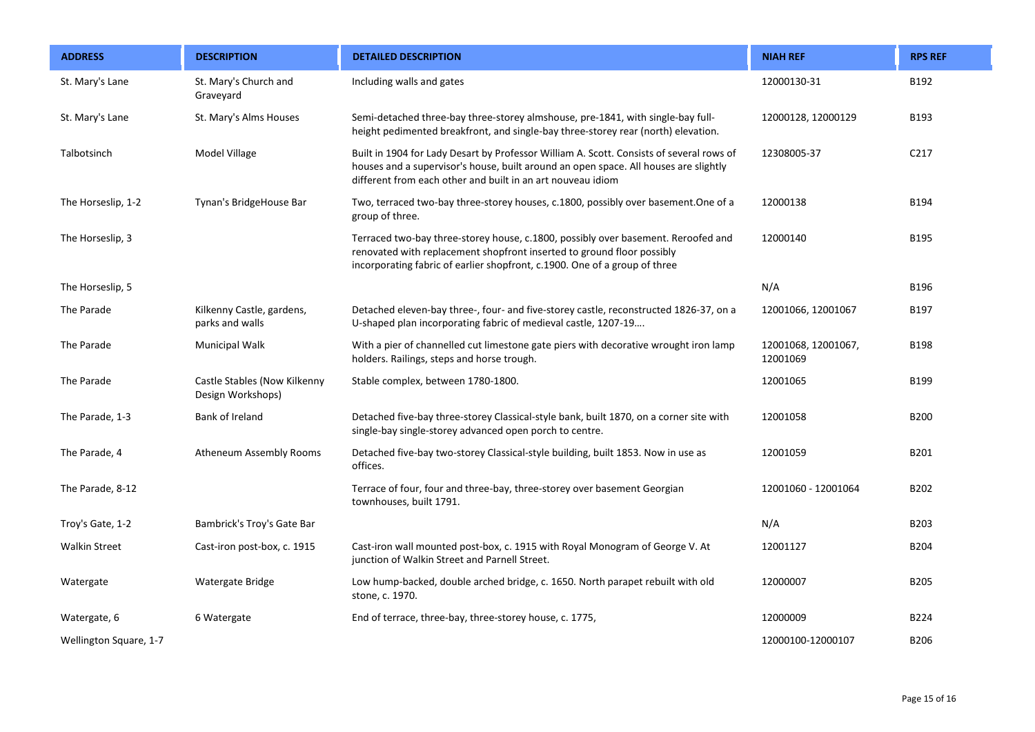| ADDRESS | DESCRIPTION | DETAILED DESCRIPTION | NIAH REF | RPS REF |
|---|---|---|---|---|
| St. Mary's Lane | St. Mary's Church and Graveyard | Including walls and gates | 12000130-31 | B192 |
| St. Mary's Lane | St. Mary's Alms Houses | Semi-detached three-bay three-storey almshouse, pre-1841, with single-bay full-height pedimented breakfront, and single-bay three-storey rear (north) elevation. | 12000128, 12000129 | B193 |
| Talbotsinch | Model Village | Built in 1904 for Lady Desart by Professor William A. Scott. Consists of several rows of houses and a supervisor's house, built around an open space. All houses are slightly different from each other and built in an art nouveau idiom | 12308005-37 | C217 |
| The Horseslip, 1-2 | Tynan's BridgeHouse Bar | Two, terraced two-bay three-storey houses, c.1800, possibly over basement.One of a group of three. | 12000138 | B194 |
| The Horseslip, 3 | | Terraced two-bay three-storey house, c.1800, possibly over basement. Reroofed and renovated with replacement shopfront inserted to ground floor possibly incorporating fabric of earlier shopfront, c.1900. One of a group of three | 12000140 | B195 |
| The Horseslip, 5 | | | N/A | B196 |
| The Parade | Kilkenny Castle, gardens, parks and walls | Detached eleven-bay three-, four- and five-storey castle, reconstructed 1826-37, on a U-shaped plan incorporating fabric of medieval castle, 1207-19.... | 12001066, 12001067 | B197 |
| The Parade | Municipal Walk | With a pier of channelled cut limestone gate piers with decorative wrought iron lamp holders. Railings, steps and horse trough. | 12001068, 12001067, 12001069 | B198 |
| The Parade | Castle Stables (Now Kilkenny Design Workshops) | Stable complex, between 1780-1800. | 12001065 | B199 |
| The Parade, 1-3 | Bank of Ireland | Detached five-bay three-storey Classical-style bank, built 1870, on a corner site with single-bay single-storey advanced open porch to centre. | 12001058 | B200 |
| The Parade, 4 | Atheneum Assembly Rooms | Detached five-bay two-storey Classical-style building, built 1853. Now in use as offices. | 12001059 | B201 |
| The Parade, 8-12 | | Terrace of four, four and three-bay, three-storey over basement Georgian townhouses, built 1791. | 12001060 - 12001064 | B202 |
| Troy's Gate, 1-2 | Bambrick's Troy's Gate Bar | | N/A | B203 |
| Walkin Street | Cast-iron post-box, c. 1915 | Cast-iron wall mounted post-box, c. 1915 with Royal Monogram of George V. At junction of Walkin Street and Parnell Street. | 12001127 | B204 |
| Watergate | Watergate Bridge | Low hump-backed, double arched bridge, c. 1650. North parapet rebuilt with old stone, c. 1970. | 12000007 | B205 |
| Watergate, 6 | 6 Watergate | End of terrace, three-bay, three-storey house, c. 1775, | 12000009 | B224 |
| Wellington Square, 1-7 | | | 12000100-12000107 | B206 |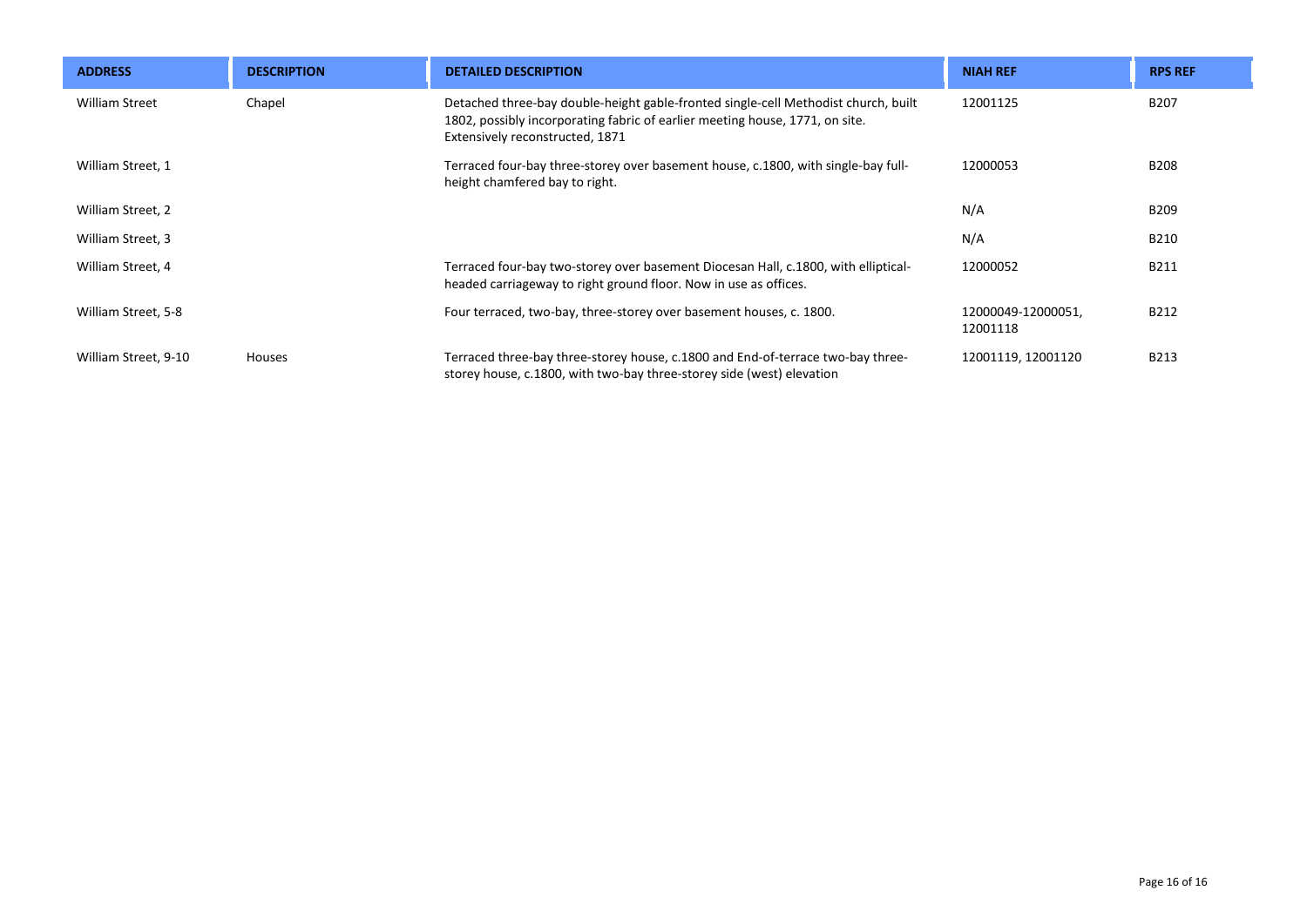| ADDRESS | DESCRIPTION | DETAILED DESCRIPTION | NIAH REF | RPS REF |
|---|---|---|---|---|
| William Street | Chapel | Detached three-bay double-height gable-fronted single-cell Methodist church, built 1802, possibly incorporating fabric of earlier meeting house, 1771, on site. Extensively reconstructed, 1871 | 12001125 | B207 |
| William Street, 1 | | Terraced four-bay three-storey over basement house, c.1800, with single-bay full-height chamfered bay to right. | 12000053 | B208 |
| William Street, 2 | | | N/A | B209 |
| William Street, 3 | | | N/A | B210 |
| William Street, 4 | | Terraced four-bay two-storey over basement Diocesan Hall, c.1800, with elliptical-headed carriageway to right ground floor. Now in use as offices. | 12000052 | B211 |
| William Street, 5-8 | | Four terraced, two-bay, three-storey over basement houses, c. 1800. | 12000049-12000051, 12001118 | B212 |
| William Street, 9-10 | Houses | Terraced three-bay three-storey house, c.1800 and End-of-terrace two-bay three-storey house, c.1800, with two-bay three-storey side (west) elevation | 12001119, 12001120 | B213 |